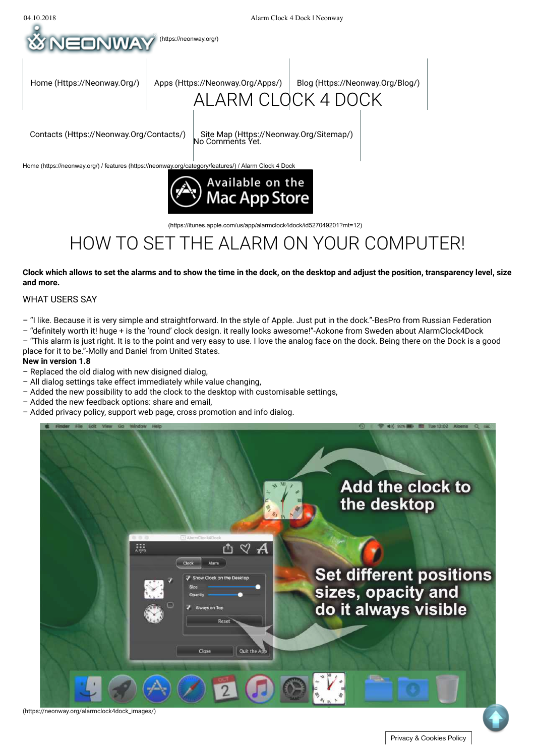(https://neonway.org/)

Home (Https://Neonway.Org/) | Apps (Https://Neonway.Org/Apps/) | Blog (Https://Neonway.Org/Blog/) | Contacts (Https://Neonway.Org/Contacts/) | Site Map (Https://Neonway.Org/Sitemap/)

# ALARM CLOCK 4 DOCK

No Comments Yet.

Home (https://neonway.org/) / features (https://neonway.org/category/features/) / Alarm Clock 4 Dock

(https://itunes.apple.com/us/app/alarmclock4dock/id527049201?mt=12)

# HOW TO SET THE ALARM ON YOUR COMPUTER!

**Clock which allows to set the alarms and to show the time in the dock, on the desktop and adjust the position, transparency level, size and more.**

WHAT USERS SAY

– "I like. Because it is very simple and straightforward. In the style of Apple. Just put in the dock."-BesPro from Russian Federation
– "definitely worth it! huge + is the 'round' clock design. it really looks awesome!"-Aokone from Sweden about AlarmClock4Dock
– "This alarm is just right. It is to the point and very easy to use. I love the analog face on the dock. Being there on the Dock is a good place for it to be."-Molly and Daniel from United States.

**New in version 1.8**

– Replaced the old dialog with new disigned dialog,
– All dialog settings take effect immediately while value changing,
– Added the new possibility to add the clock to the desktop with customisable settings,
– Added the new feedback options: share and email,
– Added privacy policy, support web page, cross promotion and info dialog.

(https://neonway.org/alarmclock4dock_images/)

Privacy & Cookies Policy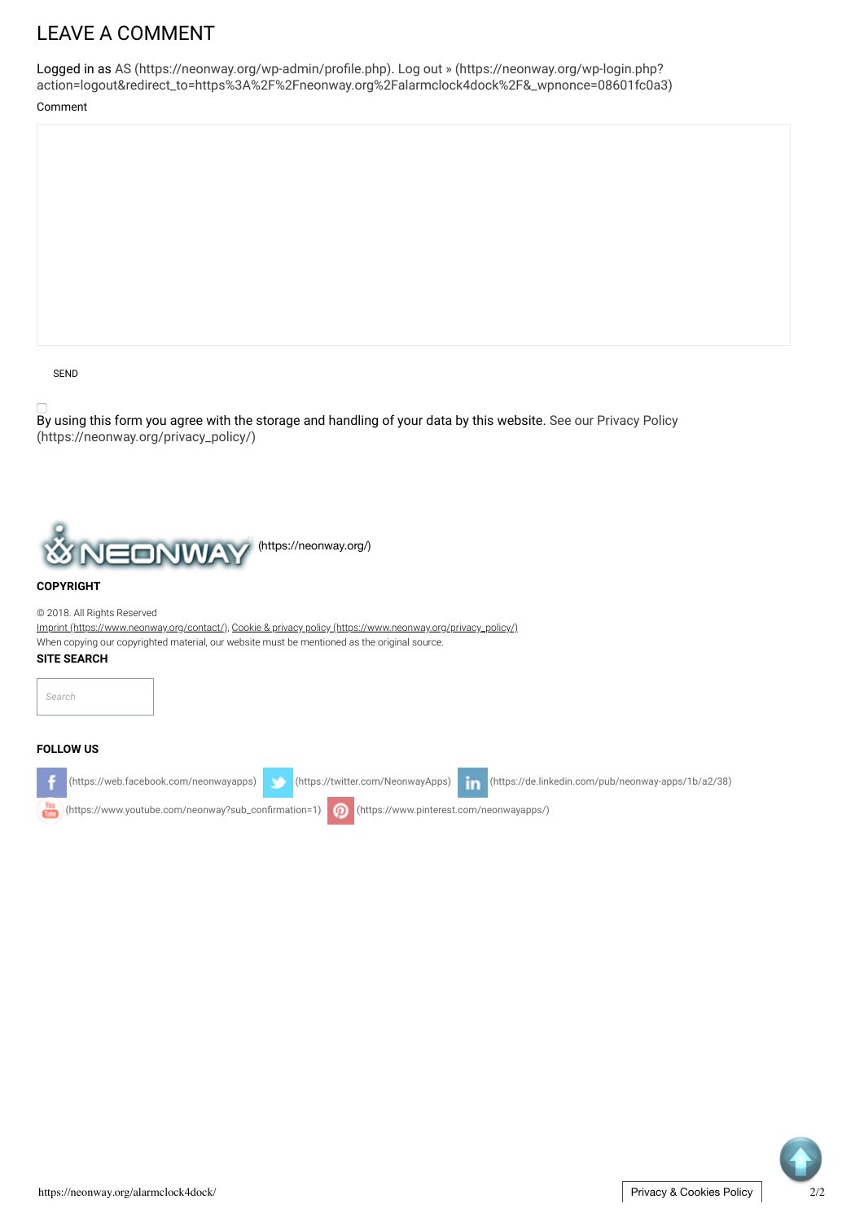# LEAVE A COMMENT

Logged in as AS (https://neonway.org/wp-admin/profile.php). Log out » (https://neonway.org/wp-login.php?action=logout&redirect_to=https%3A%2F%2Fneonway.org%2Falarmclock4dock%2F&_wpnonce=08601fc0a3)

Comment

SEND

By using this form you agree with the storage and handling of your data by this website. See our Privacy Policy (https://neonway.org/privacy_policy/)

NEONWAY (https://neonway.org/)

**COPYRIGHT**

© 2018. All Rights Reserved
Imprint (https://www.neonway.org/contact/), Cookie & privacy policy (https://www.neonway.org/privacy_policy/)
When copying our copyrighted material, our website must be mentioned as the original source.

**SITE SEARCH**

Search

**FOLLOW US**

(https://web.facebook.com/neonwayapps) (https://twitter.com/NeonwayApps) (https://de.linkedin.com/pub/neonway-apps/1b/a2/38) (https://www.youtube.com/neonway?sub_confirmation=1) (https://www.pinterest.com/neonwayapps/)

Privacy & Cookies Policy